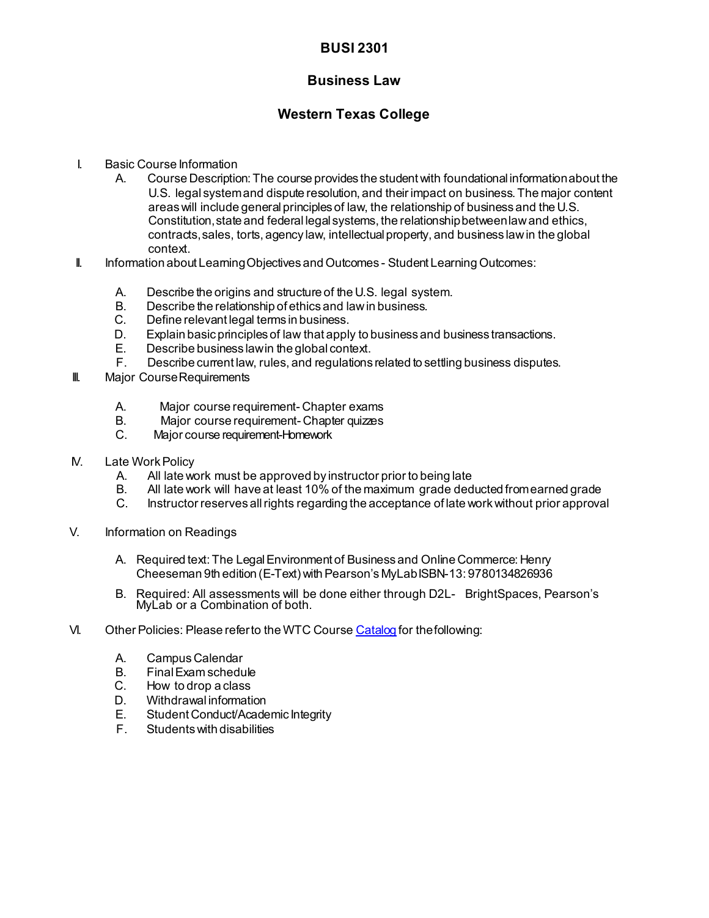# BUSI 2301

## Business Law

## Western Texas College

I. Basic Course Information
   A. Course Description: The course provides the student with foundational information about the U.S. legal system and dispute resolution, and their impact on business. The major content areas will include general principles of law, the relationship of business and the U.S. Constitution, state and federal legal systems, the relationship between law and ethics, contracts, sales, torts, agency law, intellectual property, and business law in the global context.

II. Information about Learning Objectives and Outcomes - Student Learning Outcomes:
   A. Describe the origins and structure of the U.S. legal system.
   B. Describe the relationship of ethics and law in business.
   C. Define relevant legal terms in business.
   D. Explain basic principles of law that apply to business and business transactions.
   E. Describe business law in the global context.
   F. Describe current law, rules, and regulations related to settling business disputes.

III. Major Course Requirements
   A. Major course requirement- Chapter exams
   B. Major course requirement- Chapter quizzes
   C. Major course requirement-Homework

IV. Late Work Policy
   A. All late work must be approved by instructor prior to being late
   B. All late work will have at least 10% of the maximum grade deducted from earned grade
   C. Instructor reserves all rights regarding the acceptance of late work without prior approval

V. Information on Readings
   A. Required text: The Legal Environment of Business and Online Commerce: Henry Cheeseman 9th edition (E-Text) with Pearson's MyLab ISBN-13: 9780134826936
   B. Required: All assessments will be done either through D2L- BrightSpaces, Pearson's MyLab or a Combination of both.

VI. Other Policies: Please refer to the WTC Course Catalog for the following:
   A. Campus Calendar
   B. Final Exam schedule
   C. How to drop a class
   D. Withdrawal information
   E. Student Conduct/Academic Integrity
   F. Students with disabilities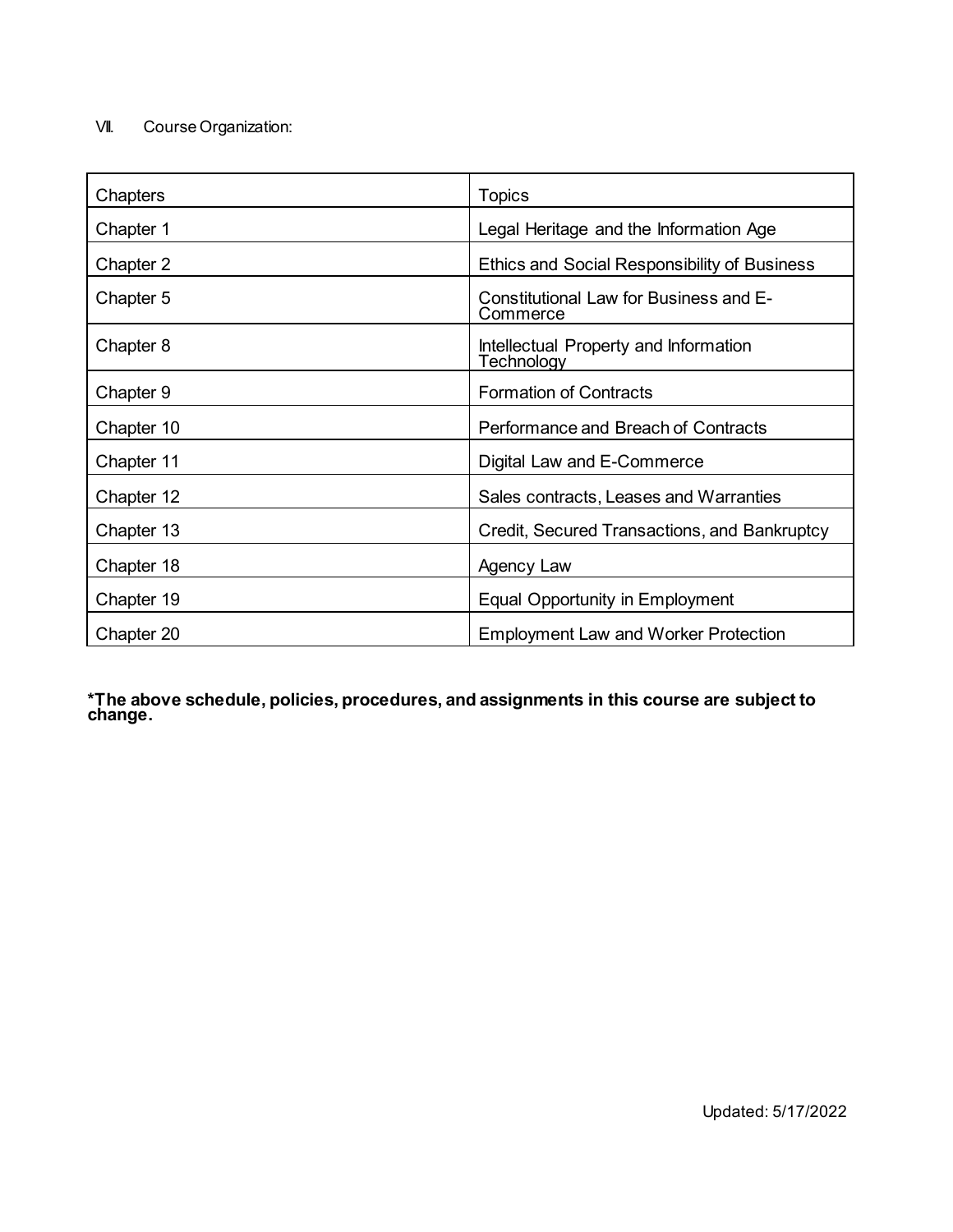VII. Course Organization:

| Chapters | Topics |
|---|---|
| Chapter 1 | Legal Heritage and the Information Age |
| Chapter 2 | Ethics and Social Responsibility of Business |
| Chapter 5 | Constitutional Law for Business and E-Commerce |
| Chapter 8 | Intellectual Property and Information Technology |
| Chapter 9 | Formation of Contracts |
| Chapter 10 | Performance and Breach of Contracts |
| Chapter 11 | Digital Law and E-Commerce |
| Chapter 12 | Sales contracts, Leases and Warranties |
| Chapter 13 | Credit, Secured Transactions, and Bankruptcy |
| Chapter 18 | Agency Law |
| Chapter 19 | Equal Opportunity in Employment |
| Chapter 20 | Employment Law and Worker Protection |

**\*The above schedule, policies, procedures, and assignments in this course are subject to change.**

Updated: 5/17/2022